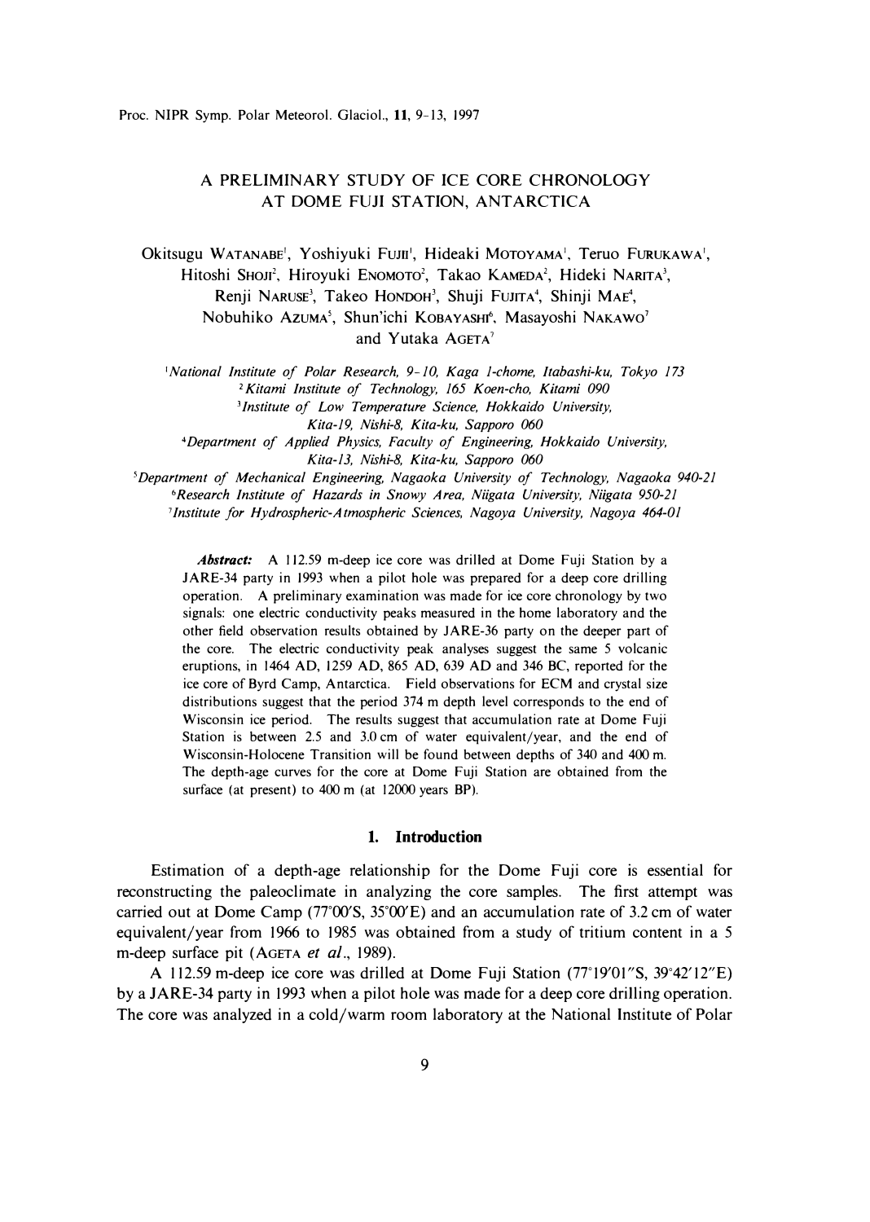# A PRELIMINARY STUDY OF ICE CORE CHRONOLOGY AT DOME FUJI STATION, ANTARCTICA

Okitsugu WATANABE[1], Yoshiyuki FUJII[1], Hideaki MOTOYAMA[1], Teruo FURUKAWA[1], Hitoshi SHOJI[2], Hiroyuki ENOMOTO[2], Takao KAMEDA[2], Hideki NARITA[3], Renji NARUSE[3], Takeo HONDOH[3], Shuji FUJITA[4], Shinji MAE[4], Nobuhiko AZUMA[5], Shun'ichi KOBAYASHI[6], Masayoshi NAKAWO[7] and Yutaka AGETA[7]

[1] *National Institute of Polar Research, 9-10, Kaga 1-chome, Itabashi-ku, Tokyo 173*

[2] *Kitami Institute of Technology, 165 Koen-cho, Kitami 090*

[3] *Institute of Low Temperature Science, Hokkaido University, Kita-19, Nishi-8, Kita-ku, Sapporo 060*

[4] *Department of Applied Physics, Faculty of Engineering, Hokkaido University, Kita-13, Nishi-8, Kita-ku, Sapporo 060*

[5] *Department of Mechanical Engineering, Nagaoka University of Technology, Nagaoka 940-21*

[6] *Research Institute of Hazards in Snowy Area, Niigata University, Niigata 950-21*

[7] *Institute for Hydrospheric-Atmospheric Sciences, Nagoya University, Nagoya 464-01*

***Abstract:*** A 112.59 m-deep ice core was drilled at Dome Fuji Station by a JARE-34 party in 1993 when a pilot hole was prepared for a deep core drilling operation. A preliminary examination was made for ice core chronology by two signals: one electric conductivity peaks measured in the home laboratory and the other field observation results obtained by JARE-36 party on the deeper part of the core. The electric conductivity peak analyses suggest the same 5 volcanic eruptions, in 1464 AD, 1259 AD, 865 AD, 639 AD and 346 BC, reported for the ice core of Byrd Camp, Antarctica. Field observations for ECM and crystal size distributions suggest that the period 374 m depth level corresponds to the end of Wisconsin ice period. The results suggest that accumulation rate at Dome Fuji Station is between 2.5 and 3.0 cm of water equivalent/year, and the end of Wisconsin-Holocene Transition will be found between depths of 340 and 400 m. The depth-age curves for the core at Dome Fuji Station are obtained from the surface (at present) to 400 m (at 12000 years BP).

## 1. Introduction

Estimation of a depth-age relationship for the Dome Fuji core is essential for reconstructing the paleoclimate in analyzing the core samples. The first attempt was carried out at Dome Camp (77°00′S, 35°00′E) and an accumulation rate of 3.2 cm of water equivalent/year from 1966 to 1985 was obtained from a study of tritium content in a 5 m-deep surface pit (AGETA *et al.*, 1989).

A 112.59 m-deep ice core was drilled at Dome Fuji Station (77°19′01″S, 39°42′12″E) by a JARE-34 party in 1993 when a pilot hole was made for a deep core drilling operation. The core was analyzed in a cold/warm room laboratory at the National Institute of Polar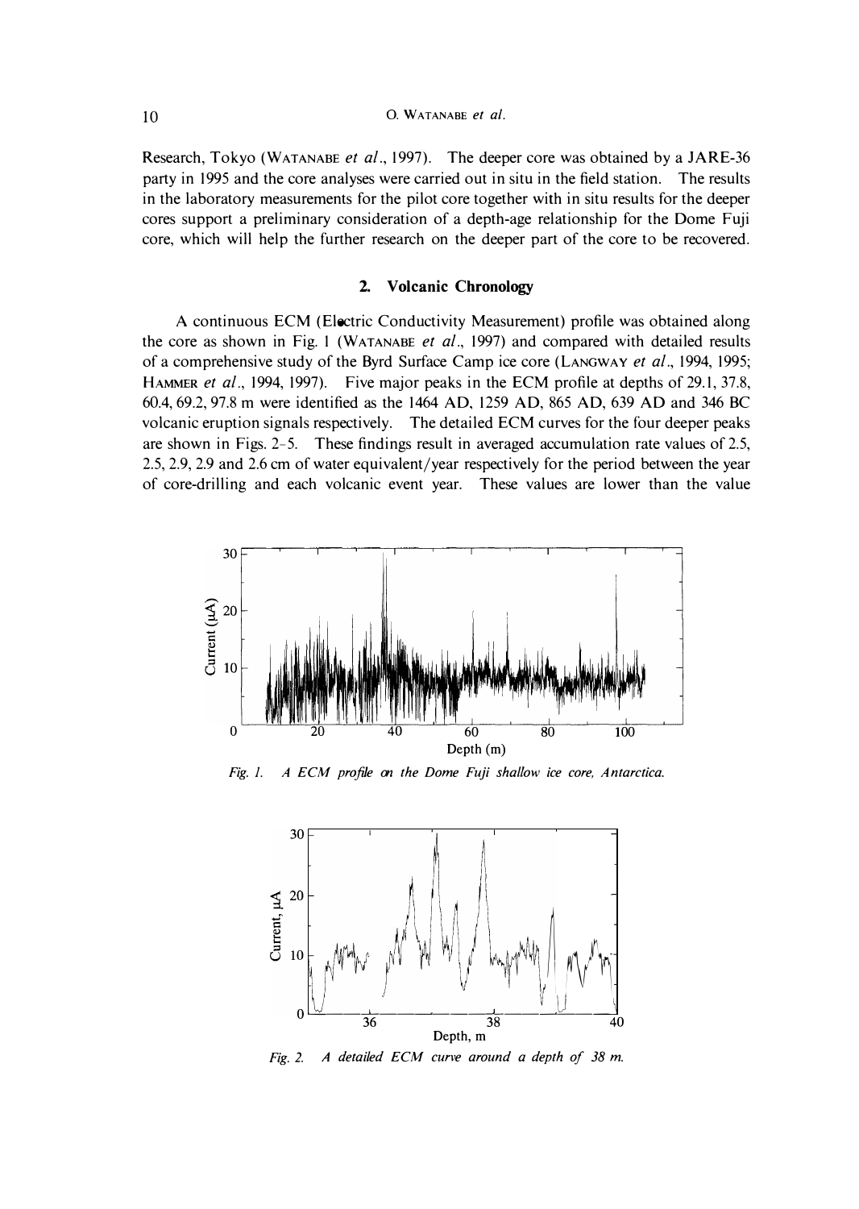Research, Tokyo (WATANABE *et al*., 1997). The deeper core was obtained by a JARE-36 party in 1995 and the core analyses were carried out in situ in the field station. The results in the laboratory measurements for the pilot core together with in situ results for the deeper cores support a preliminary consideration of a depth-age relationship for the Dome Fuji core, which will help the further research on the deeper part of the core to be recovered.

## 2. Volcanic Chronology

A continuous ECM (Electric Conductivity Measurement) profile was obtained along the core as shown in Fig. 1 (WATANABE *et al*., 1997) and compared with detailed results of a comprehensive study of the Byrd Surface Camp ice core (LANGWAY *et al*., 1994, 1995; HAMMER *et al*., 1994, 1997). Five major peaks in the ECM profile at depths of 29.1, 37.8, 60.4, 69.2, 97.8 m were identified as the 1464 AD, 1259 AD, 865 AD, 639 AD and 346 BC volcanic eruption signals respectively. The detailed ECM curves for the four deeper peaks are shown in Figs. 2–5. These findings result in averaged accumulation rate values of 2.5, 2.5, 2.9, 2.9 and 2.6 cm of water equivalent/year respectively for the period between the year of core-drilling and each volcanic event year. These values are lower than the value

*Fig. 1. A ECM profile on the Dome Fuji shallow ice core, Antarctica.*

*Fig. 2. A detailed ECM curve around a depth of 38 m.*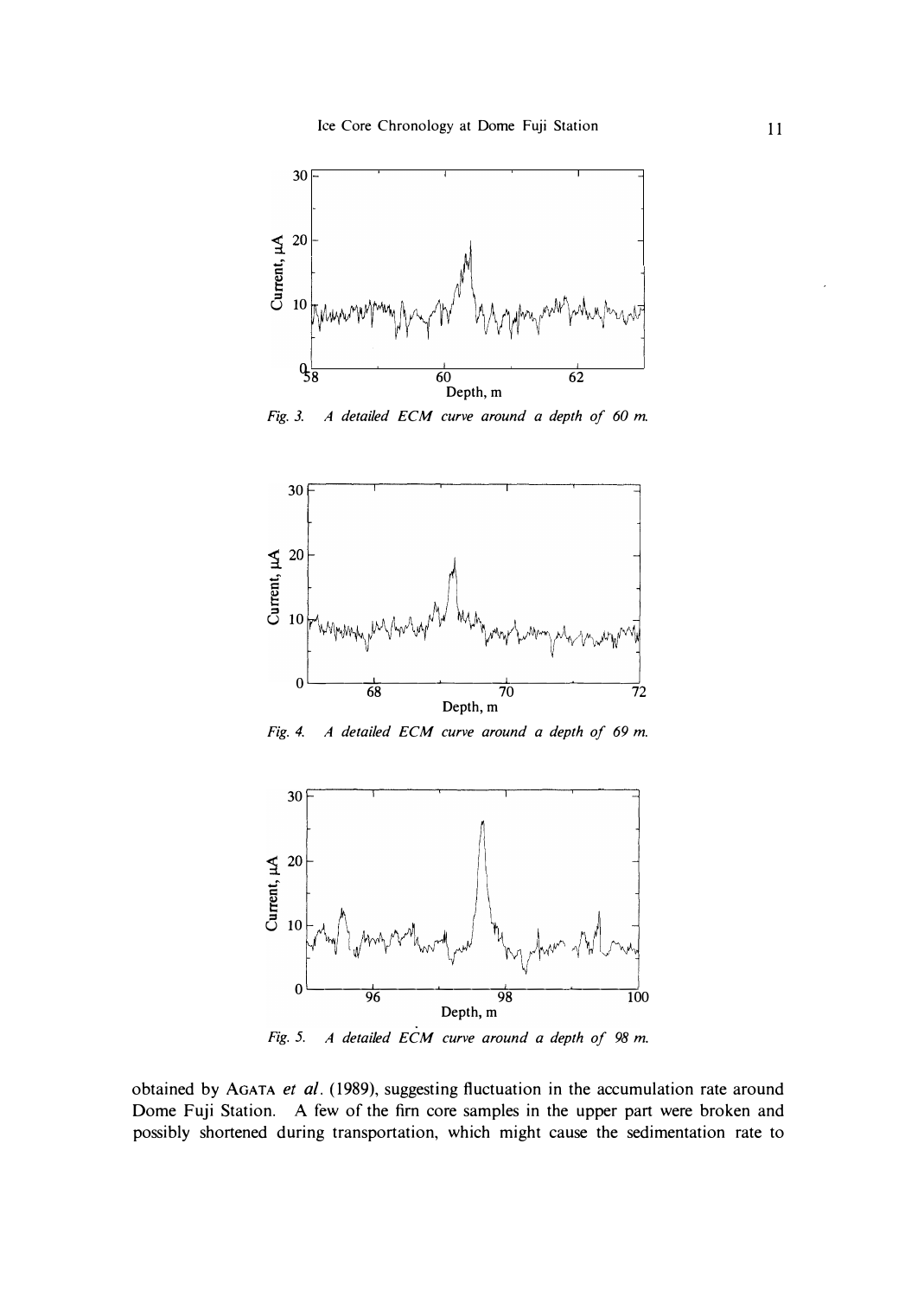Fig. 3. *A detailed ECM curve around a depth of 60 m.*

Fig. 4. *A detailed ECM curve around a depth of 69 m.*

Fig. 5. *A detailed ECM curve around a depth of 98 m.*

obtained by AGATA *et al*. (1989), suggesting fluctuation in the accumulation rate around Dome Fuji Station. A few of the firn core samples in the upper part were broken and possibly shortened during transportation, which might cause the sedimentation rate to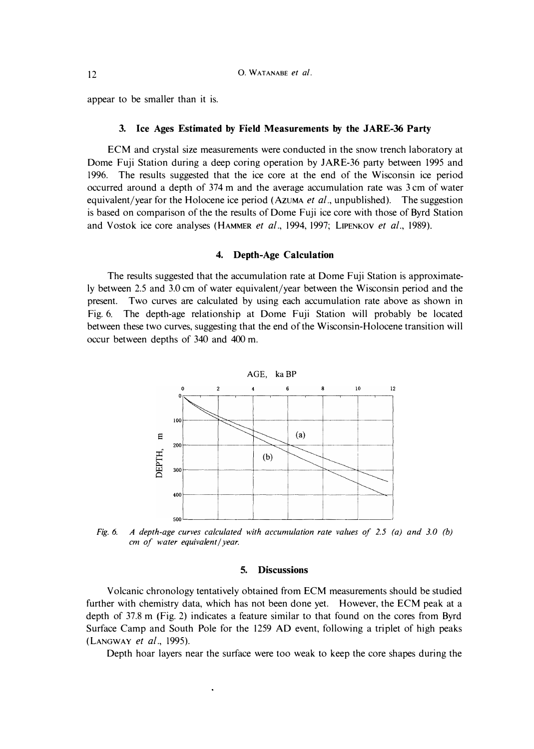appear to be smaller than it is.

### 3. Ice Ages Estimated by Field Measurements by the JARE-36 Party

ECM and crystal size measurements were conducted in the snow trench laboratory at Dome Fuji Station during a deep coring operation by JARE-36 party between 1995 and 1996. The results suggested that the ice core at the end of the Wisconsin ice period occurred around a depth of 374 m and the average accumulation rate was 3 cm of water equivalent/year for the Holocene ice period (AZUMA *et al*., unpublished). The suggestion is based on comparison of the the results of Dome Fuji ice core with those of Byrd Station and Vostok ice core analyses (HAMMER *et al*., 1994, 1997; LIPENKOV *et al*., 1989).

### 4. Depth-Age Calculation

The results suggested that the accumulation rate at Dome Fuji Station is approximately between 2.5 and 3.0 cm of water equivalent/year between the Wisconsin period and the present. Two curves are calculated by using each accumulation rate above as shown in Fig. 6. The depth-age relationship at Dome Fuji Station will probably be located between these two curves, suggesting that the end of the Wisconsin-Holocene transition will occur between depths of 340 and 400 m.

*Fig. 6. A depth-age curves calculated with accumulation rate values of 2.5 (a) and 3.0 (b) cm of water equivalent/year.*

### 5. Discussions

Volcanic chronology tentatively obtained from ECM measurements should be studied further with chemistry data, which has not been done yet. However, the ECM peak at a depth of 37.8 m (Fig. 2) indicates a feature similar to that found on the cores from Byrd Surface Camp and South Pole for the 1259 AD event, following a triplet of high peaks (LANGWAY *et al*., 1995).

Depth hoar layers near the surface were too weak to keep the core shapes during the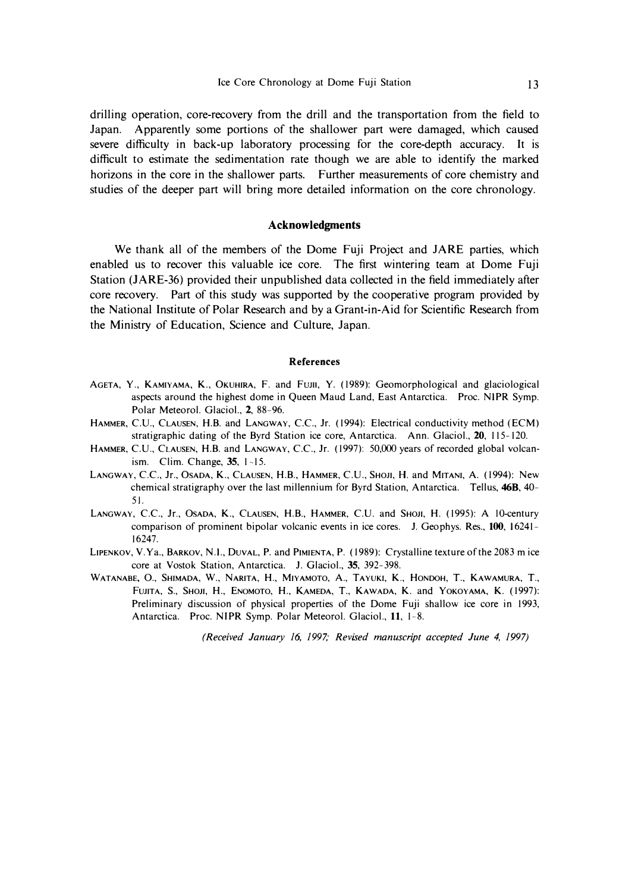drilling operation, core-recovery from the drill and the transportation from the field to Japan. Apparently some portions of the shallower part were damaged, which caused severe difficulty in back-up laboratory processing for the core-depth accuracy. It is difficult to estimate the sedimentation rate though we are able to identify the marked horizons in the core in the shallower parts. Further measurements of core chemistry and studies of the deeper part will bring more detailed information on the core chronology.

## Acknowledgments

We thank all of the members of the Dome Fuji Project and JARE parties, which enabled us to recover this valuable ice core. The first wintering team at Dome Fuji Station (JARE-36) provided their unpublished data collected in the field immediately after core recovery. Part of this study was supported by the cooperative program provided by the National Institute of Polar Research and by a Grant-in-Aid for Scientific Research from the Ministry of Education, Science and Culture, Japan.

## References

AGETA, Y., KAMIYAMA, K., OKUHIRA, F. and FUJII, Y. (1989): Geomorphological and glaciological aspects around the highest dome in Queen Maud Land, East Antarctica. Proc. NIPR Symp. Polar Meteorol. Glaciol., **2**, 88-96.

HAMMER, C.U., CLAUSEN, H.B. and LANGWAY, C.C., Jr. (1994): Electrical conductivity method (ECM) stratigraphic dating of the Byrd Station ice core, Antarctica. Ann. Glaciol., **20**, 115-120.

HAMMER, C.U., CLAUSEN, H.B. and LANGWAY, C.C., Jr. (1997): 50,000 years of recorded global volcanism. Clim. Change, **35**, 1-15.

LANGWAY, C.C., Jr., OSADA, K., CLAUSEN, H.B., HAMMER, C.U., SHOJI, H. and MITANI, A. (1994): New chemical stratigraphy over the last millennium for Byrd Station, Antarctica. Tellus, **46B**, 40-51.

LANGWAY, C.C., Jr., OSADA, K., CLAUSEN, H.B., HAMMER, C.U. and SHOJI, H. (1995): A 10-century comparison of prominent bipolar volcanic events in ice cores. J. Geophys. Res., **100**, 16241-16247.

LIPENKOV, V.Ya., BARKOV, N.I., DUVAL, P. and PIMIENTA, P. (1989): Crystalline texture of the 2083 m ice core at Vostok Station, Antarctica. J. Glaciol., **35**, 392-398.

WATANABE, O., SHIMADA, W., NARITA, H., MIYAMOTO, A., TAYUKI, K., HONDOH, T., KAWAMURA, T., FUJITA, S., SHOJI, H., ENOMOTO, H., KAMEDA, T., KAWADA, K. and YOKOYAMA, K. (1997): Preliminary discussion of physical properties of the Dome Fuji shallow ice core in 1993, Antarctica. Proc. NIPR Symp. Polar Meteorol. Glaciol., **11**, 1-8.

*(Received January 16, 1997; Revised manuscript accepted June 4, 1997)*